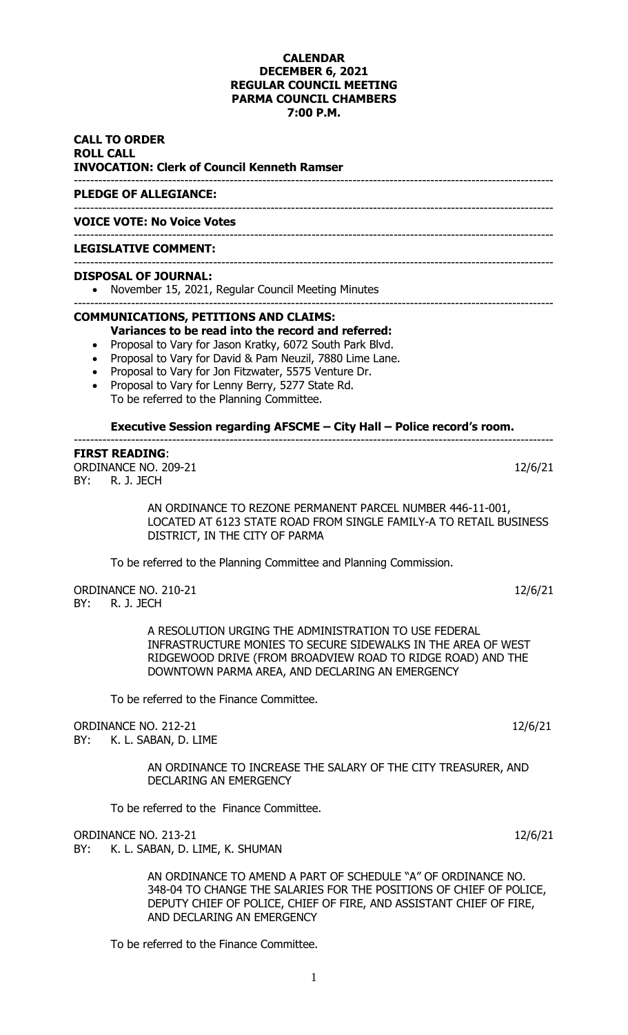# CALENDAR
## DECEMBER 6, 2021
## REGULAR COUNCIL MEETING
## PARMA COUNCIL CHAMBERS
## 7:00 P.M.

**CALL TO ORDER**
**ROLL CALL**
**INVOCATION: Clerk of Council Kenneth Ramser**

---

**PLEDGE OF ALLEGIANCE:**

---

**VOICE VOTE: No Voice Votes**

---

**LEGISLATIVE COMMENT:**

---

**DISPOSAL OF JOURNAL:**

- November 15, 2021, Regular Council Meeting Minutes

---

**COMMUNICATIONS, PETITIONS AND CLAIMS:**

**Variances to be read into the record and referred:**

- Proposal to Vary for Jason Kratky, 6072 South Park Blvd.
- Proposal to Vary for David & Pam Neuzil, 7880 Lime Lane.
- Proposal to Vary for Jon Fitzwater, 5575 Venture Dr.
- Proposal to Vary for Lenny Berry, 5277 State Rd.

To be referred to the Planning Committee.

**Executive Session regarding AFSCME – City Hall – Police record's room.**

---

**FIRST READING**:

ORDINANCE NO. 209-21 12/6/21
BY: R. J. JECH

AN ORDINANCE TO REZONE PERMANENT PARCEL NUMBER 446-11-001, LOCATED AT 6123 STATE ROAD FROM SINGLE FAMILY-A TO RETAIL BUSINESS DISTRICT, IN THE CITY OF PARMA

To be referred to the Planning Committee and Planning Commission.

ORDINANCE NO. 210-21 12/6/21
BY: R. J. JECH

A RESOLUTION URGING THE ADMINISTRATION TO USE FEDERAL INFRASTRUCTURE MONIES TO SECURE SIDEWALKS IN THE AREA OF WEST RIDGEWOOD DRIVE (FROM BROADVIEW ROAD TO RIDGE ROAD) AND THE DOWNTOWN PARMA AREA, AND DECLARING AN EMERGENCY

To be referred to the Finance Committee.

ORDINANCE NO. 212-21 12/6/21
BY: K. L. SABAN, D. LIME

AN ORDINANCE TO INCREASE THE SALARY OF THE CITY TREASURER, AND DECLARING AN EMERGENCY

To be referred to the Finance Committee.

ORDINANCE NO. 213-21 12/6/21
BY: K. L. SABAN, D. LIME, K. SHUMAN

AN ORDINANCE TO AMEND A PART OF SCHEDULE "A" OF ORDINANCE NO. 348-04 TO CHANGE THE SALARIES FOR THE POSITIONS OF CHIEF OF POLICE, DEPUTY CHIEF OF POLICE, CHIEF OF FIRE, AND ASSISTANT CHIEF OF FIRE, AND DECLARING AN EMERGENCY

To be referred to the Finance Committee.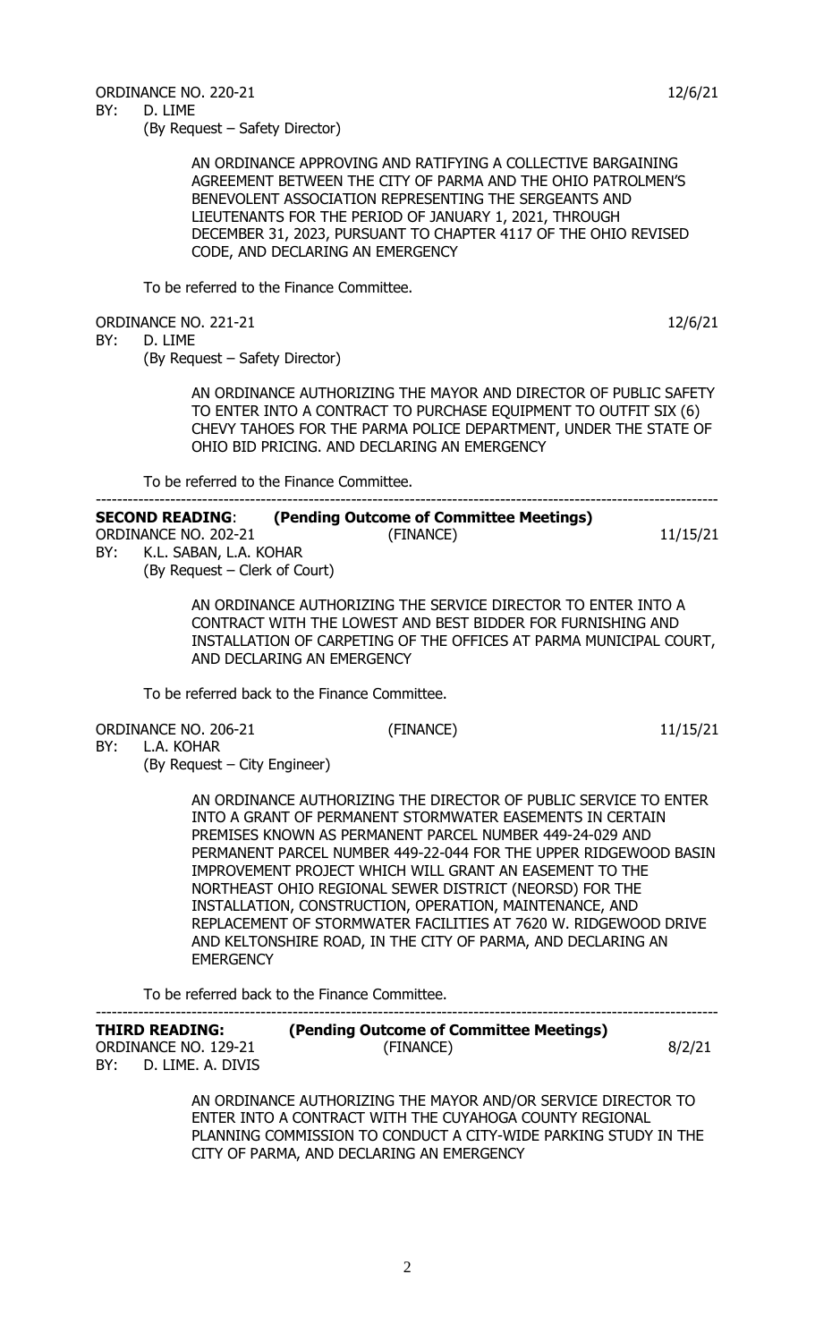ORDINANCE NO. 220-21 12/6/21
BY: D. LIME
(By Request – Safety Director)

AN ORDINANCE APPROVING AND RATIFYING A COLLECTIVE BARGAINING AGREEMENT BETWEEN THE CITY OF PARMA AND THE OHIO PATROLMEN'S BENEVOLENT ASSOCIATION REPRESENTING THE SERGEANTS AND LIEUTENANTS FOR THE PERIOD OF JANUARY 1, 2021, THROUGH DECEMBER 31, 2023, PURSUANT TO CHAPTER 4117 OF THE OHIO REVISED CODE, AND DECLARING AN EMERGENCY

To be referred to the Finance Committee.

ORDINANCE NO. 221-21 12/6/21
BY: D. LIME
(By Request – Safety Director)

AN ORDINANCE AUTHORIZING THE MAYOR AND DIRECTOR OF PUBLIC SAFETY TO ENTER INTO A CONTRACT TO PURCHASE EQUIPMENT TO OUTFIT SIX (6) CHEVY TAHOES FOR THE PARMA POLICE DEPARTMENT, UNDER THE STATE OF OHIO BID PRICING. AND DECLARING AN EMERGENCY

To be referred to the Finance Committee.

---

**SECOND READING**: **(Pending Outcome of Committee Meetings)**

ORDINANCE NO. 202-21 (FINANCE) 11/15/21
BY: K.L. SABAN, L.A. KOHAR
(By Request – Clerk of Court)

AN ORDINANCE AUTHORIZING THE SERVICE DIRECTOR TO ENTER INTO A CONTRACT WITH THE LOWEST AND BEST BIDDER FOR FURNISHING AND INSTALLATION OF CARPETING OF THE OFFICES AT PARMA MUNICIPAL COURT, AND DECLARING AN EMERGENCY

To be referred back to the Finance Committee.

ORDINANCE NO. 206-21 (FINANCE) 11/15/21
BY: L.A. KOHAR
(By Request – City Engineer)

AN ORDINANCE AUTHORIZING THE DIRECTOR OF PUBLIC SERVICE TO ENTER INTO A GRANT OF PERMANENT STORMWATER EASEMENTS IN CERTAIN PREMISES KNOWN AS PERMANENT PARCEL NUMBER 449-24-029 AND PERMANENT PARCEL NUMBER 449-22-044 FOR THE UPPER RIDGEWOOD BASIN IMPROVEMENT PROJECT WHICH WILL GRANT AN EASEMENT TO THE NORTHEAST OHIO REGIONAL SEWER DISTRICT (NEORSD) FOR THE INSTALLATION, CONSTRUCTION, OPERATION, MAINTENANCE, AND REPLACEMENT OF STORMWATER FACILITIES AT 7620 W. RIDGEWOOD DRIVE AND KELTONSHIRE ROAD, IN THE CITY OF PARMA, AND DECLARING AN EMERGENCY

To be referred back to the Finance Committee.

---

**THIRD READING:** **(Pending Outcome of Committee Meetings)**

ORDINANCE NO. 129-21 (FINANCE) 8/2/21
BY: D. LIME. A. DIVIS

AN ORDINANCE AUTHORIZING THE MAYOR AND/OR SERVICE DIRECTOR TO ENTER INTO A CONTRACT WITH THE CUYAHOGA COUNTY REGIONAL PLANNING COMMISSION TO CONDUCT A CITY-WIDE PARKING STUDY IN THE CITY OF PARMA, AND DECLARING AN EMERGENCY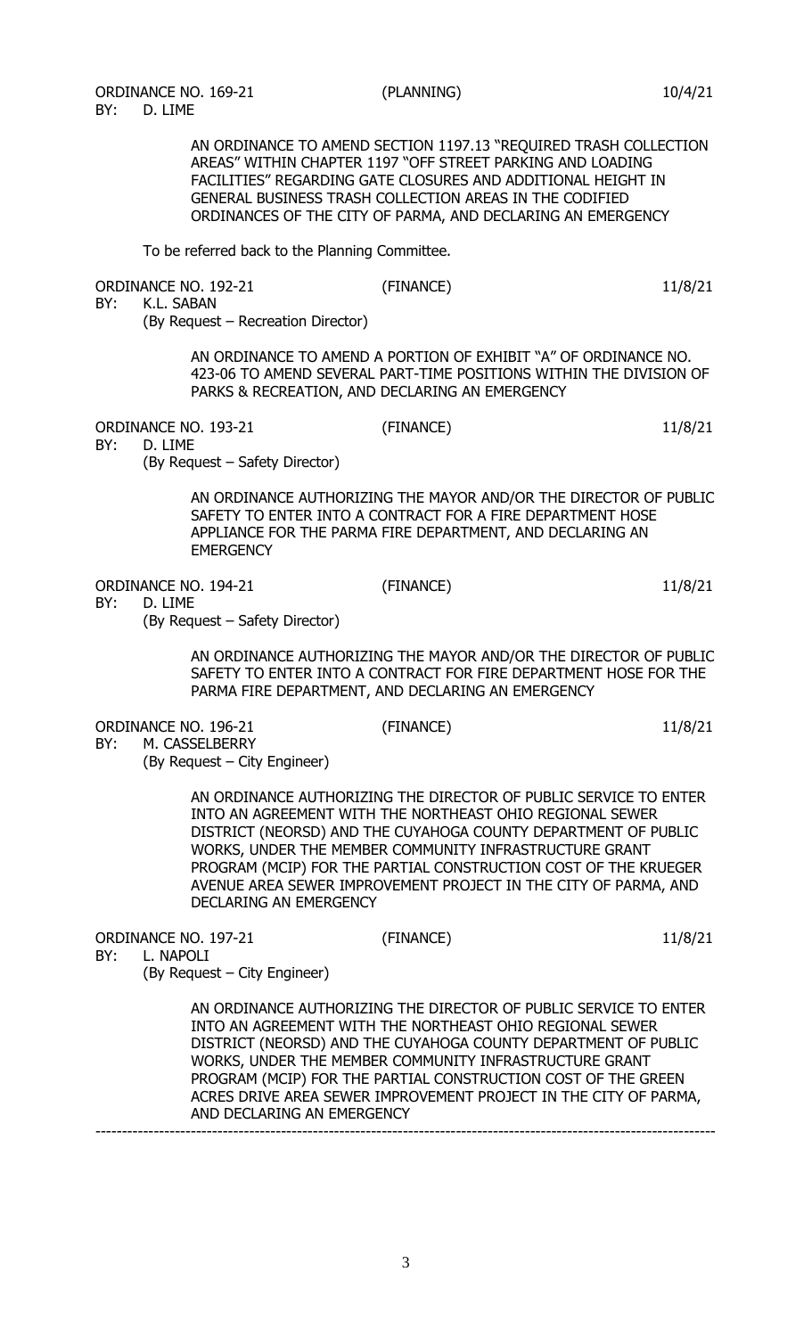ORDINANCE NO. 169-21 (PLANNING) 10/4/21
BY: D. LIME

AN ORDINANCE TO AMEND SECTION 1197.13 "REQUIRED TRASH COLLECTION AREAS" WITHIN CHAPTER 1197 "OFF STREET PARKING AND LOADING FACILITIES" REGARDING GATE CLOSURES AND ADDITIONAL HEIGHT IN GENERAL BUSINESS TRASH COLLECTION AREAS IN THE CODIFIED ORDINANCES OF THE CITY OF PARMA, AND DECLARING AN EMERGENCY

To be referred back to the Planning Committee.

ORDINANCE NO. 192-21 (FINANCE) 11/8/21
BY: K.L. SABAN
(By Request – Recreation Director)

AN ORDINANCE TO AMEND A PORTION OF EXHIBIT "A" OF ORDINANCE NO. 423-06 TO AMEND SEVERAL PART-TIME POSITIONS WITHIN THE DIVISION OF PARKS & RECREATION, AND DECLARING AN EMERGENCY

ORDINANCE NO. 193-21 (FINANCE) 11/8/21
BY: D. LIME
(By Request – Safety Director)

AN ORDINANCE AUTHORIZING THE MAYOR AND/OR THE DIRECTOR OF PUBLIC SAFETY TO ENTER INTO A CONTRACT FOR A FIRE DEPARTMENT HOSE APPLIANCE FOR THE PARMA FIRE DEPARTMENT, AND DECLARING AN EMERGENCY

ORDINANCE NO. 194-21 (FINANCE) 11/8/21
BY: D. LIME
(By Request – Safety Director)

AN ORDINANCE AUTHORIZING THE MAYOR AND/OR THE DIRECTOR OF PUBLIC SAFETY TO ENTER INTO A CONTRACT FOR FIRE DEPARTMENT HOSE FOR THE PARMA FIRE DEPARTMENT, AND DECLARING AN EMERGENCY

ORDINANCE NO. 196-21 (FINANCE) 11/8/21
BY: M. CASSELBERRY
(By Request – City Engineer)

AN ORDINANCE AUTHORIZING THE DIRECTOR OF PUBLIC SERVICE TO ENTER INTO AN AGREEMENT WITH THE NORTHEAST OHIO REGIONAL SEWER DISTRICT (NEORSD) AND THE CUYAHOGA COUNTY DEPARTMENT OF PUBLIC WORKS, UNDER THE MEMBER COMMUNITY INFRASTRUCTURE GRANT PROGRAM (MCIP) FOR THE PARTIAL CONSTRUCTION COST OF THE KRUEGER AVENUE AREA SEWER IMPROVEMENT PROJECT IN THE CITY OF PARMA, AND DECLARING AN EMERGENCY

ORDINANCE NO. 197-21 (FINANCE) 11/8/21
BY: L. NAPOLI
(By Request – City Engineer)

AN ORDINANCE AUTHORIZING THE DIRECTOR OF PUBLIC SERVICE TO ENTER INTO AN AGREEMENT WITH THE NORTHEAST OHIO REGIONAL SEWER DISTRICT (NEORSD) AND THE CUYAHOGA COUNTY DEPARTMENT OF PUBLIC WORKS, UNDER THE MEMBER COMMUNITY INFRASTRUCTURE GRANT PROGRAM (MCIP) FOR THE PARTIAL CONSTRUCTION COST OF THE GREEN ACRES DRIVE AREA SEWER IMPROVEMENT PROJECT IN THE CITY OF PARMA, AND DECLARING AN EMERGENCY

---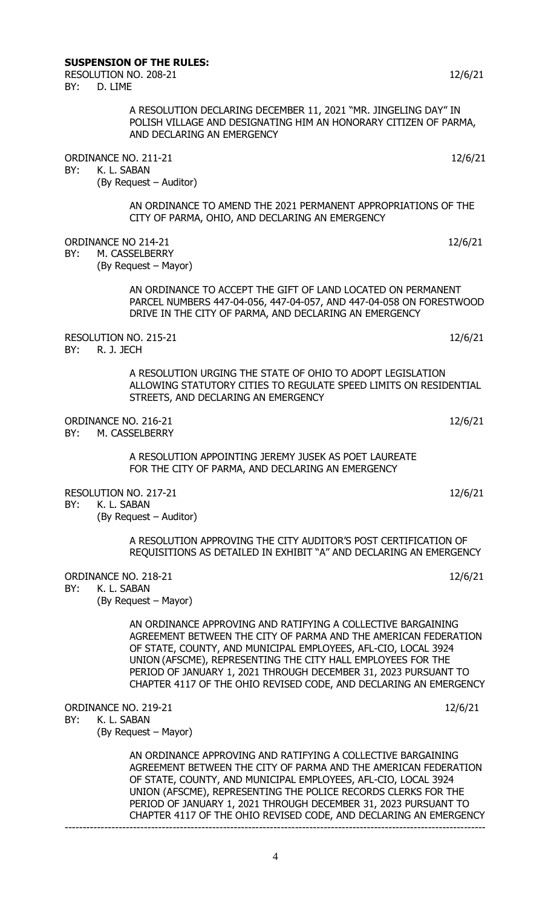**SUSPENSION OF THE RULES:**

RESOLUTION NO. 208-21 12/6/21
BY: D. LIME

A RESOLUTION DECLARING DECEMBER 11, 2021 "MR. JINGELING DAY" IN POLISH VILLAGE AND DESIGNATING HIM AN HONORARY CITIZEN OF PARMA, AND DECLARING AN EMERGENCY

ORDINANCE NO. 211-21 12/6/21
BY: K. L. SABAN
(By Request – Auditor)

AN ORDINANCE TO AMEND THE 2021 PERMANENT APPROPRIATIONS OF THE CITY OF PARMA, OHIO, AND DECLARING AN EMERGENCY

ORDINANCE NO 214-21 12/6/21
BY: M. CASSELBERRY
(By Request – Mayor)

AN ORDINANCE TO ACCEPT THE GIFT OF LAND LOCATED ON PERMANENT PARCEL NUMBERS 447-04-056, 447-04-057, AND 447-04-058 ON FORESTWOOD DRIVE IN THE CITY OF PARMA, AND DECLARING AN EMERGENCY

RESOLUTION NO. 215-21 12/6/21
BY: R. J. JECH

A RESOLUTION URGING THE STATE OF OHIO TO ADOPT LEGISLATION ALLOWING STATUTORY CITIES TO REGULATE SPEED LIMITS ON RESIDENTIAL STREETS, AND DECLARING AN EMERGENCY

ORDINANCE NO. 216-21 12/6/21
BY: M. CASSELBERRY

A RESOLUTION APPOINTING JEREMY JUSEK AS POET LAUREATE FOR THE CITY OF PARMA, AND DECLARING AN EMERGENCY

RESOLUTION NO. 217-21 12/6/21
BY: K. L. SABAN
(By Request – Auditor)

A RESOLUTION APPROVING THE CITY AUDITOR'S POST CERTIFICATION OF REQUISITIONS AS DETAILED IN EXHIBIT "A" AND DECLARING AN EMERGENCY

ORDINANCE NO. 218-21 12/6/21
BY: K. L. SABAN
(By Request – Mayor)

AN ORDINANCE APPROVING AND RATIFYING A COLLECTIVE BARGAINING AGREEMENT BETWEEN THE CITY OF PARMA AND THE AMERICAN FEDERATION OF STATE, COUNTY, AND MUNICIPAL EMPLOYEES, AFL-CIO, LOCAL 3924 UNION (AFSCME), REPRESENTING THE CITY HALL EMPLOYEES FOR THE PERIOD OF JANUARY 1, 2021 THROUGH DECEMBER 31, 2023 PURSUANT TO CHAPTER 4117 OF THE OHIO REVISED CODE, AND DECLARING AN EMERGENCY

ORDINANCE NO. 219-21 12/6/21
BY: K. L. SABAN
(By Request – Mayor)

AN ORDINANCE APPROVING AND RATIFYING A COLLECTIVE BARGAINING AGREEMENT BETWEEN THE CITY OF PARMA AND THE AMERICAN FEDERATION OF STATE, COUNTY, AND MUNICIPAL EMPLOYEES, AFL-CIO, LOCAL 3924 UNION (AFSCME), REPRESENTING THE POLICE RECORDS CLERKS FOR THE PERIOD OF JANUARY 1, 2021 THROUGH DECEMBER 31, 2023 PURSUANT TO CHAPTER 4117 OF THE OHIO REVISED CODE, AND DECLARING AN EMERGENCY

---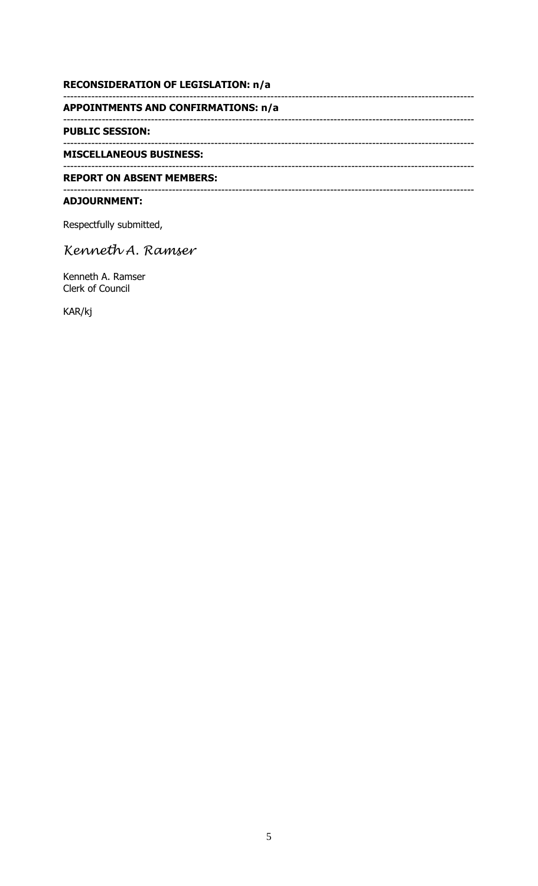**RECONSIDERATION OF LEGISLATION: n/a**

---

**APPOINTMENTS AND CONFIRMATIONS: n/a**

---

**PUBLIC SESSION:**

---

**MISCELLANEOUS BUSINESS:**

---

**REPORT ON ABSENT MEMBERS:**

---

**ADJOURNMENT:**

Respectfully submitted,

*Kenneth A. Ramser*

Kenneth A. Ramser
Clerk of Council

KAR/kj